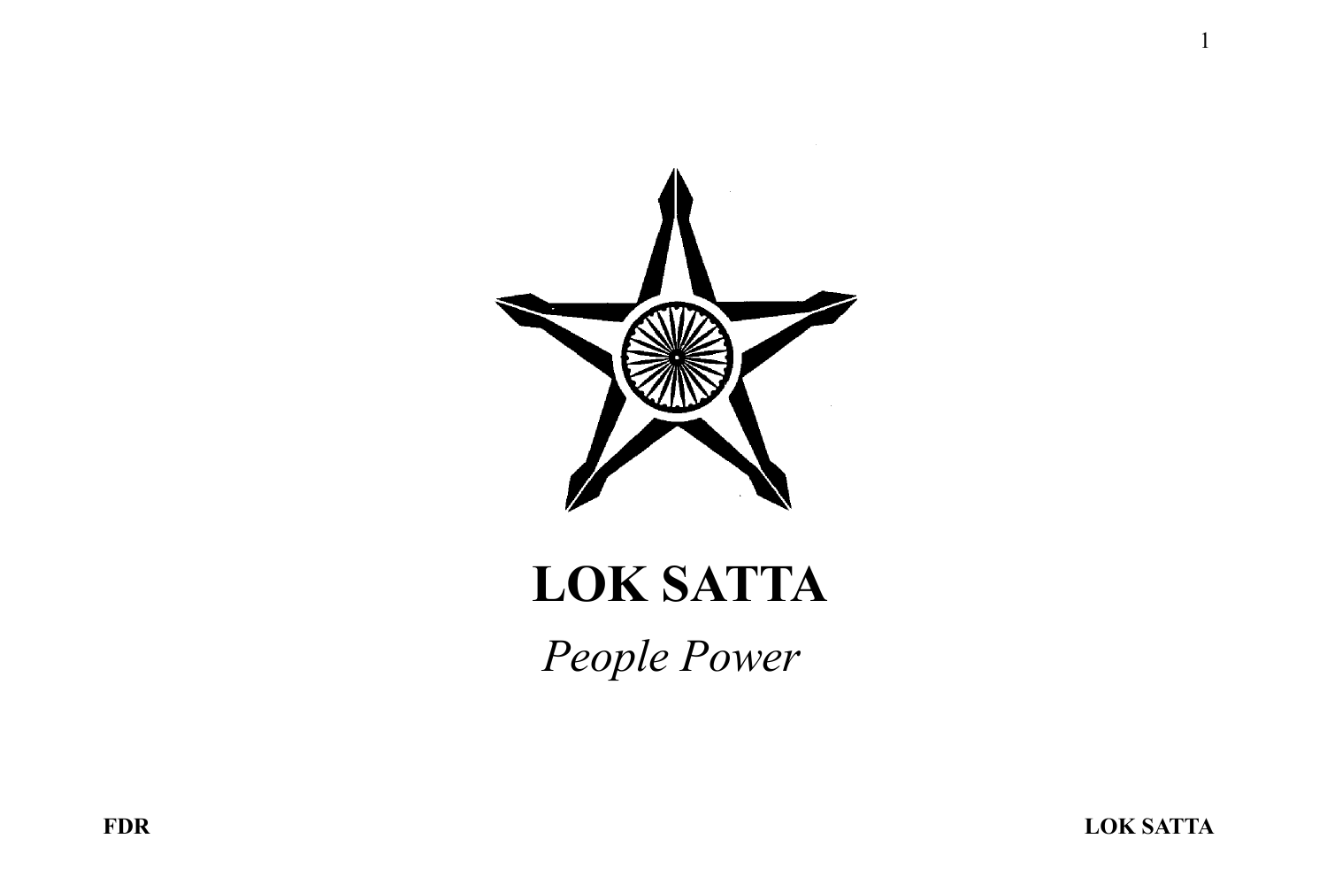# LOK SATTA

*People Power*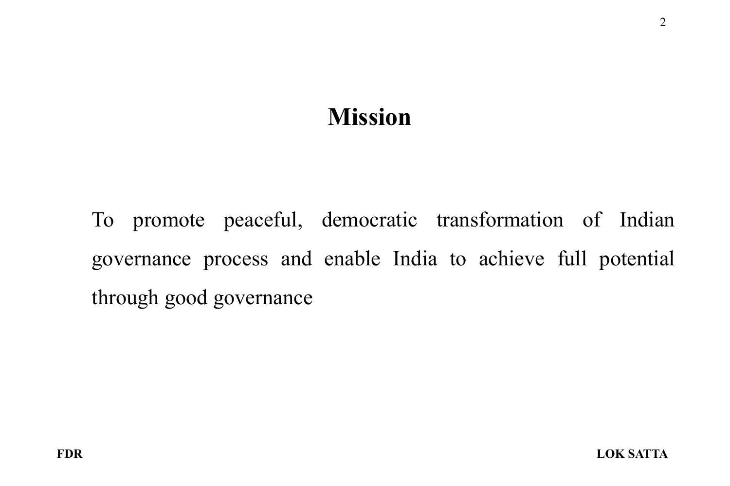# Mission

To promote peaceful, democratic transformation of Indian governance process and enable India to achieve full potential through good governance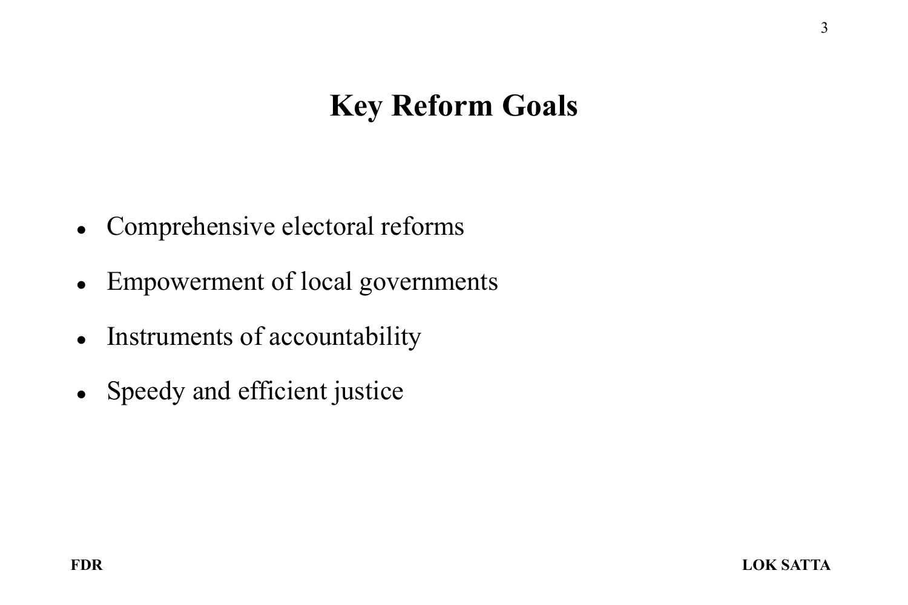# Key Reform Goals

- Comprehensive electoral reforms
- Empowerment of local governments
- Instruments of accountability
- Speedy and efficient justice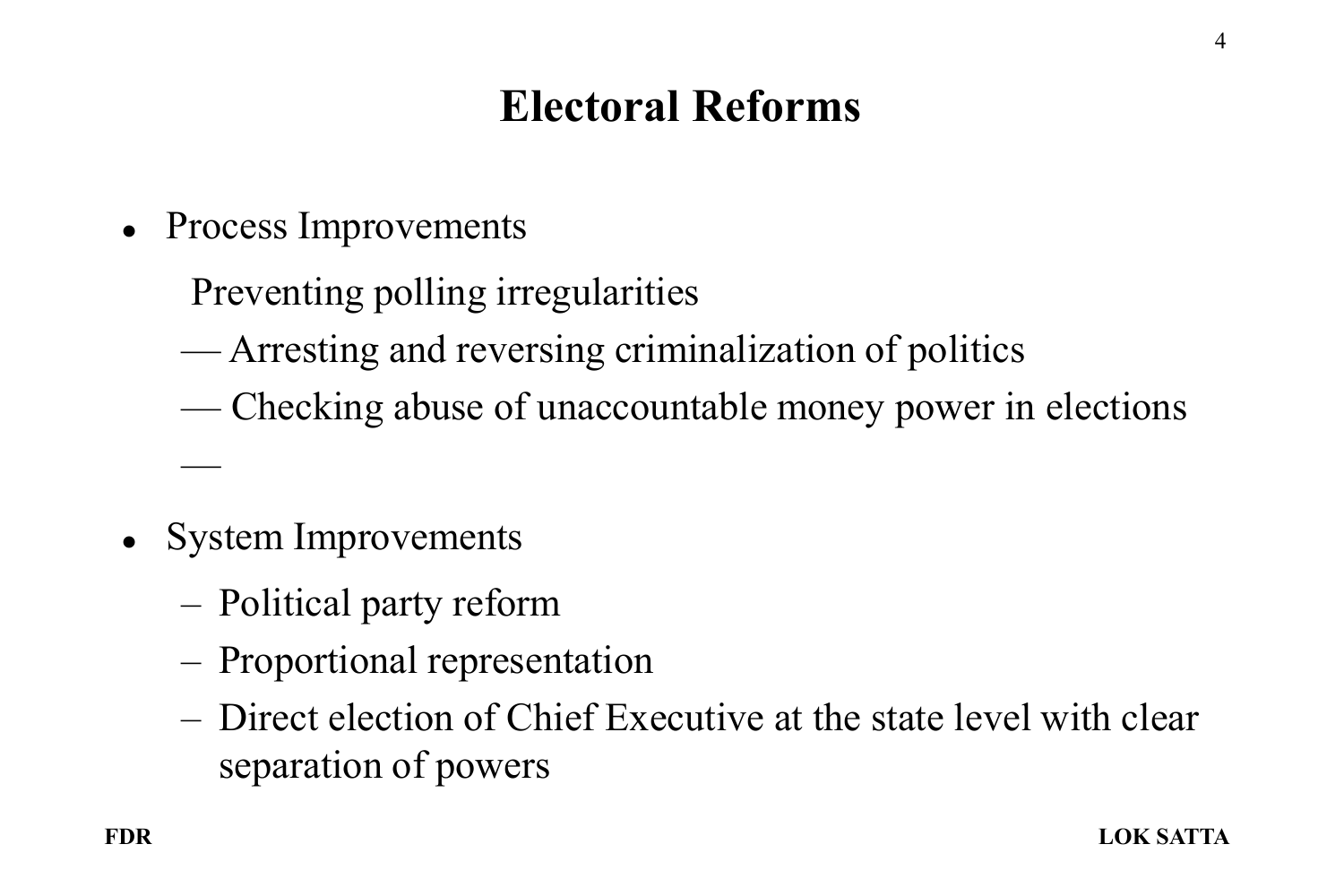# Electoral Reforms

- Process Improvements

  Preventing polling irregularities

  — Arresting and reversing criminalization of politics

  — Checking abuse of unaccountable money power in elections

  —

- System Improvements
  - Political party reform
  - Proportional representation
  - Direct election of Chief Executive at the state level with clear separation of powers

FDR LOK SATTA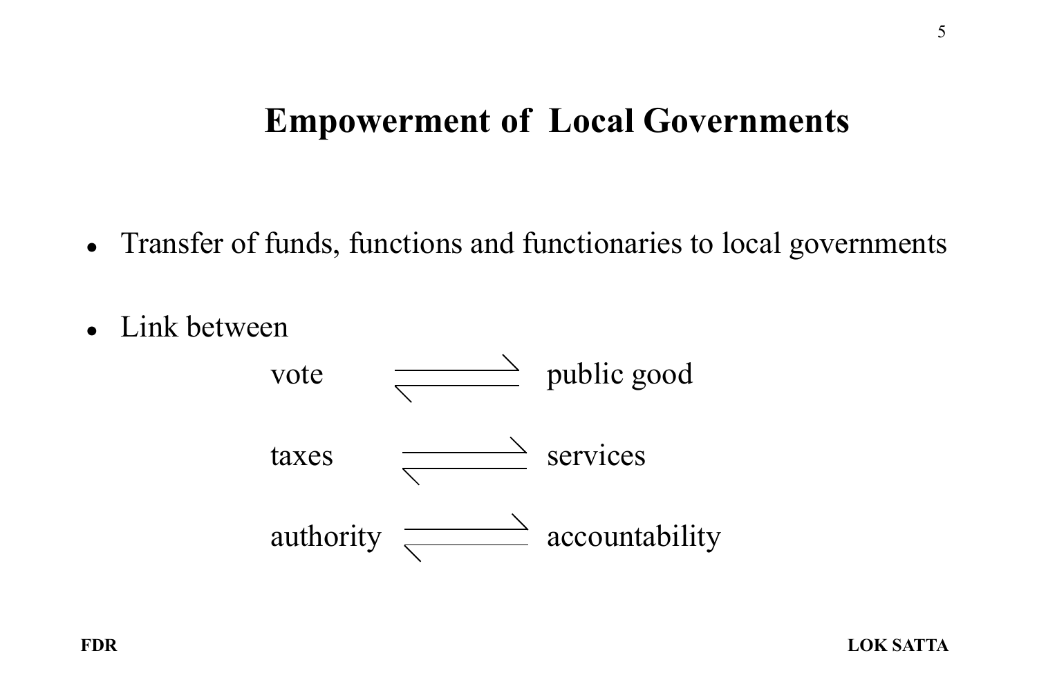# Empowerment of Local Governments

- Transfer of funds, functions and functionaries to local governments

- Link between

  vote $\rightleftharpoons$ public good

  taxes $\rightleftharpoons$ services

  authority $\rightleftharpoons$ accountability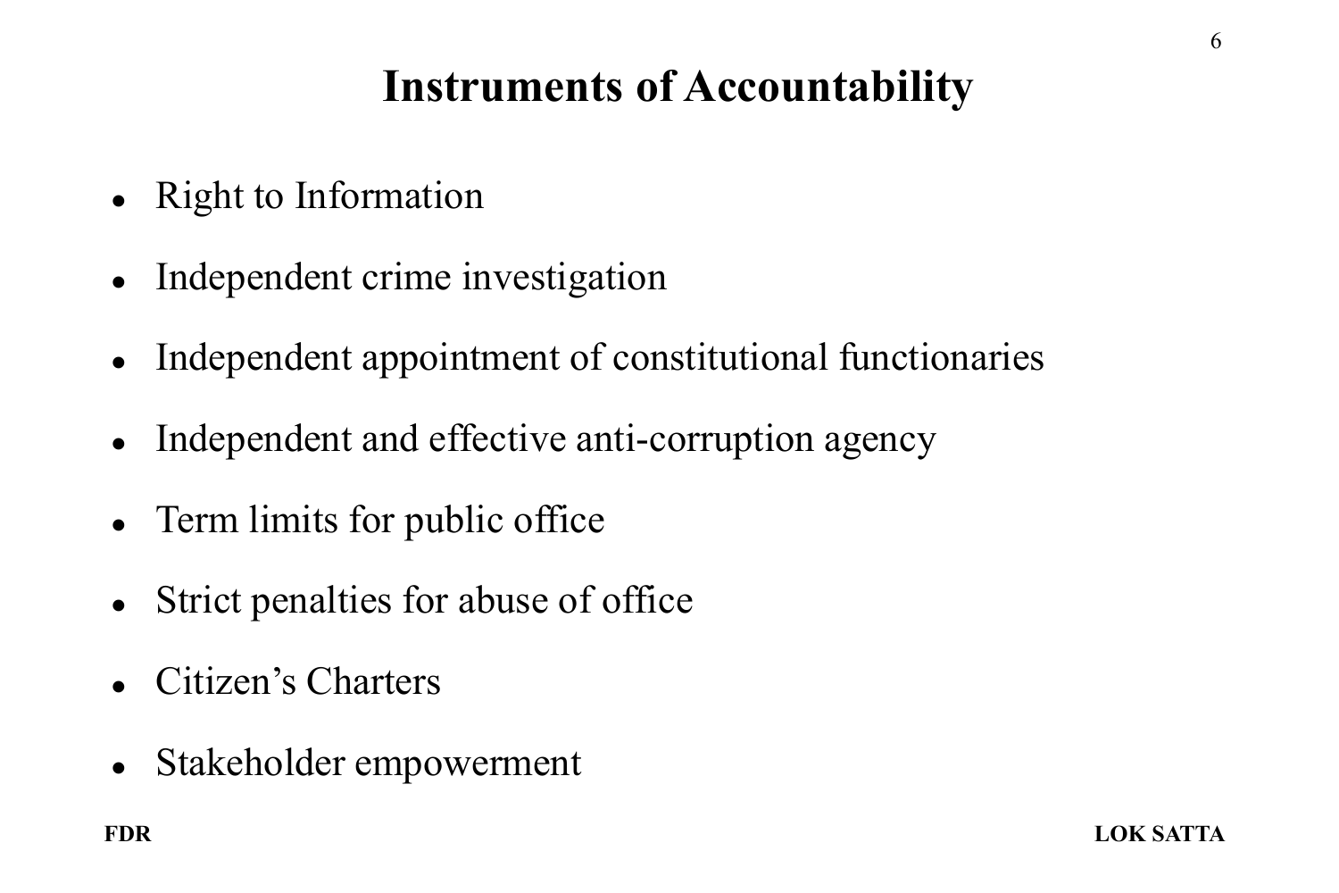# Instruments of Accountability

- Right to Information
- Independent crime investigation
- Independent appointment of constitutional functionaries
- Independent and effective anti-corruption agency
- Term limits for public office
- Strict penalties for abuse of office
- Citizen's Charters
- Stakeholder empowerment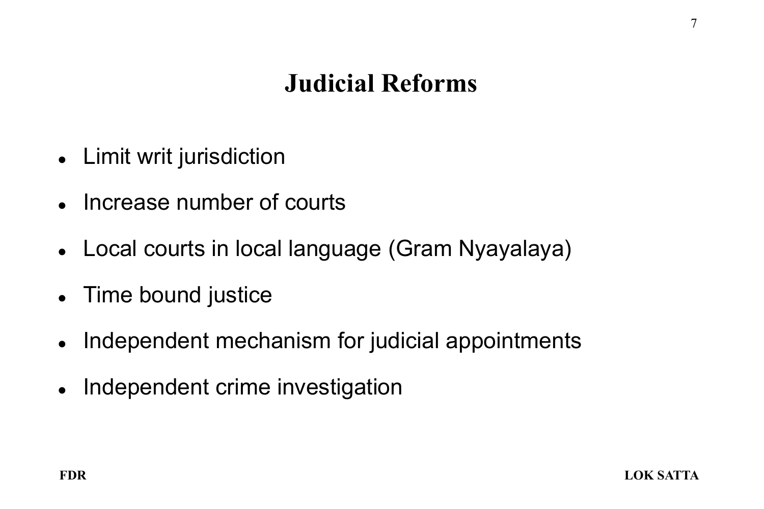# Judicial Reforms

- Limit writ jurisdiction
- Increase number of courts
- Local courts in local language (Gram Nyayalaya)
- Time bound justice
- Independent mechanism for judicial appointments
- Independent crime investigation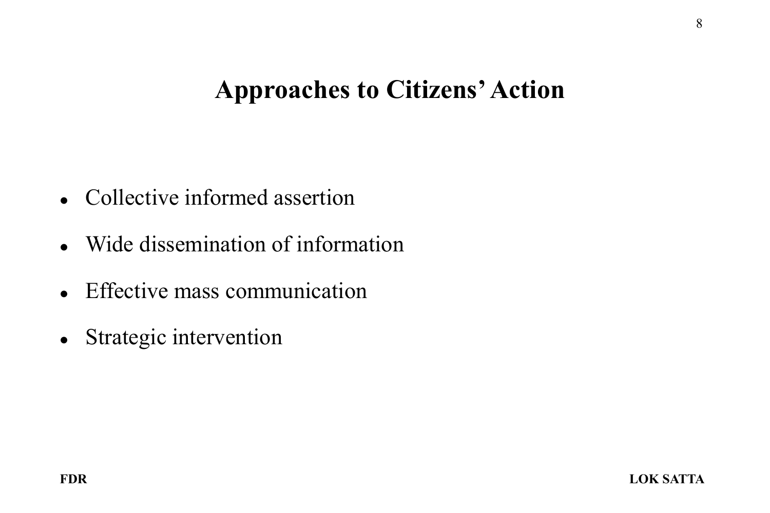# Approaches to Citizens' Action

- Collective informed assertion
- Wide dissemination of information
- Effective mass communication
- Strategic intervention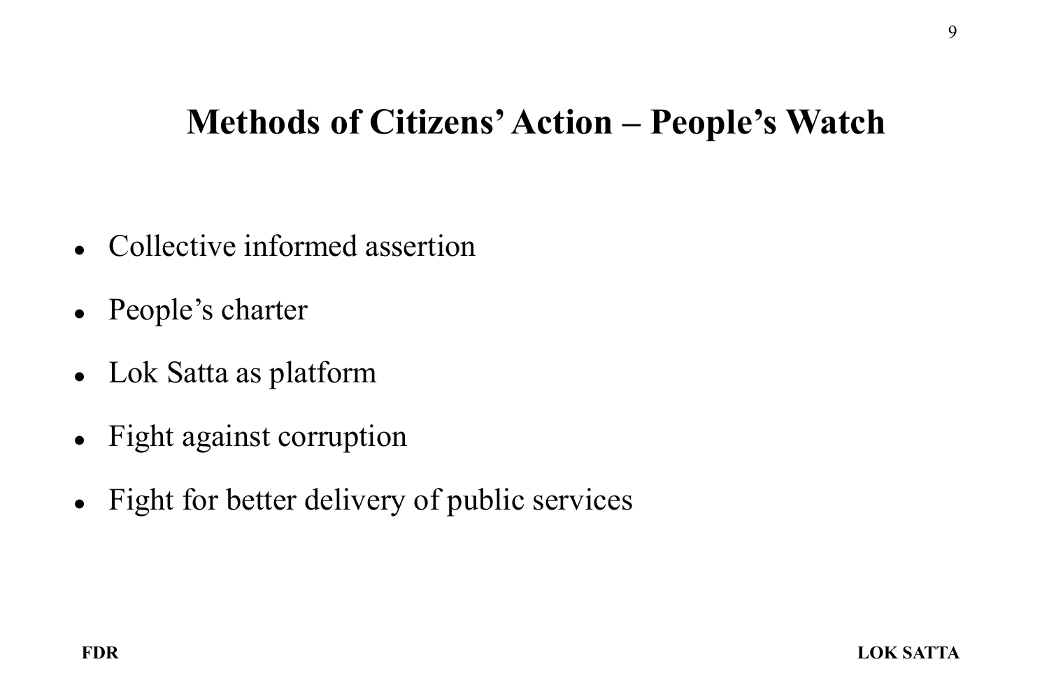# Methods of Citizens' Action – People's Watch

- Collective informed assertion
- People's charter
- Lok Satta as platform
- Fight against corruption
- Fight for better delivery of public services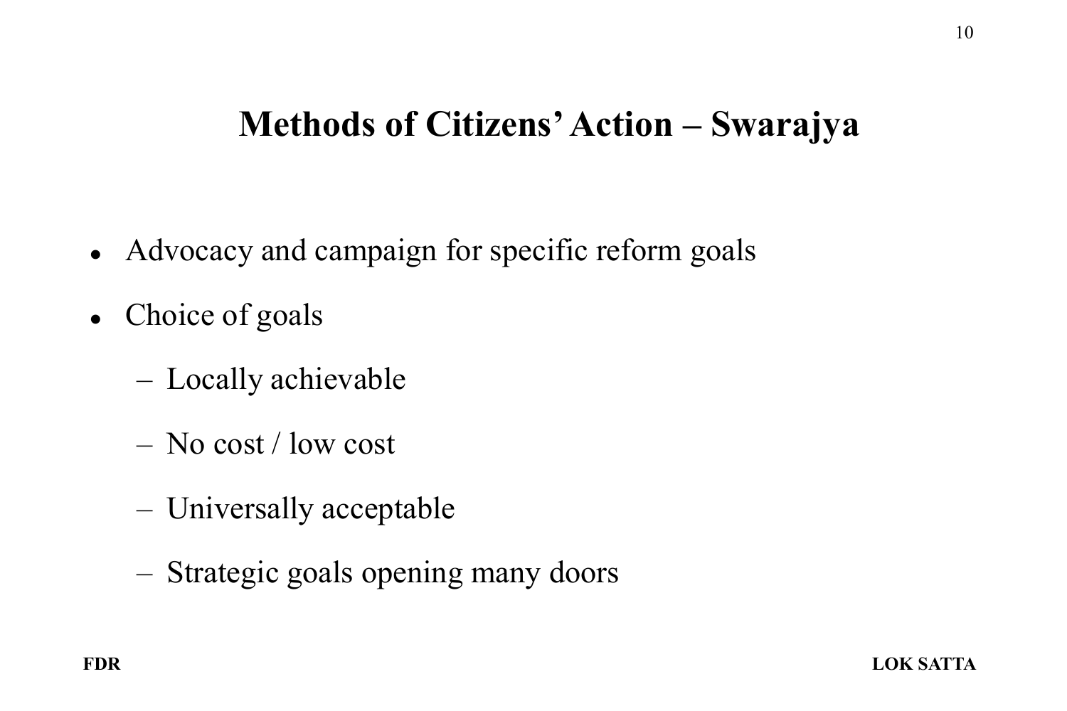# Methods of Citizens' Action – Swarajya

- Advocacy and campaign for specific reform goals
- Choice of goals
  - Locally achievable
  - No cost / low cost
  - Universally acceptable
  - Strategic goals opening many doors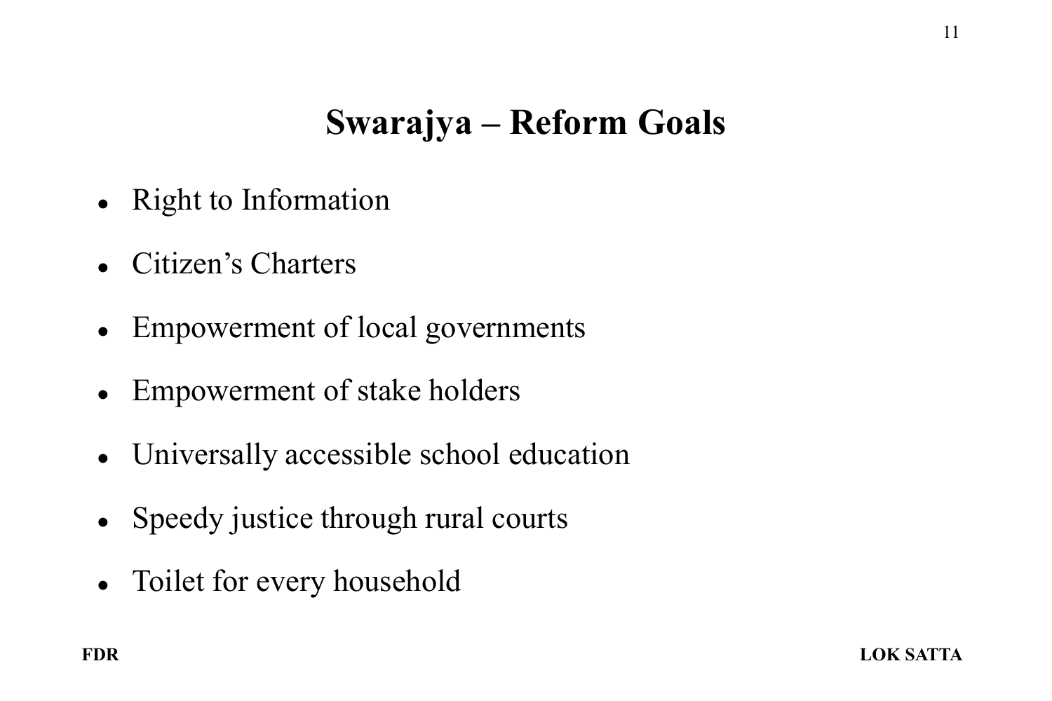# Swarajya – Reform Goals

- Right to Information
- Citizen's Charters
- Empowerment of local governments
- Empowerment of stake holders
- Universally accessible school education
- Speedy justice through rural courts
- Toilet for every household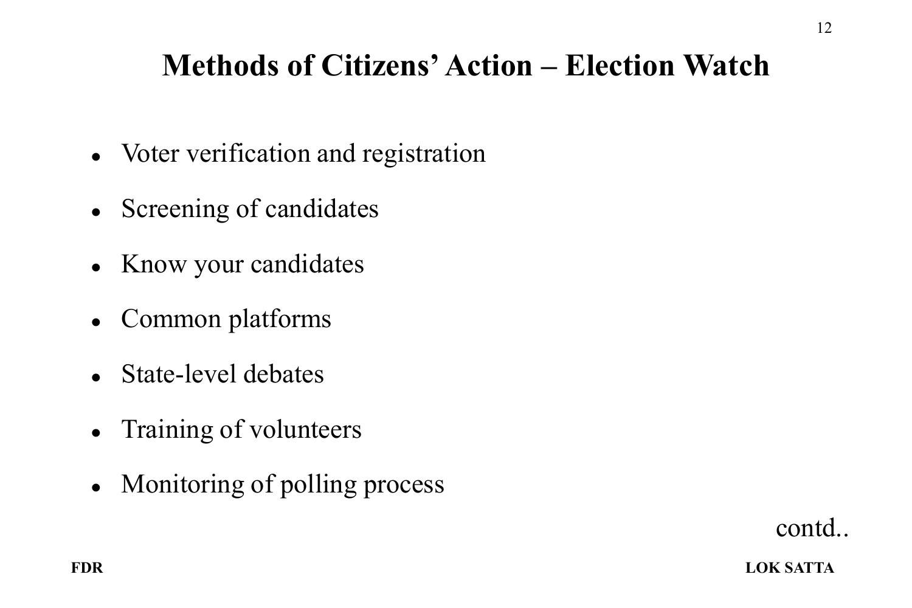# Methods of Citizens' Action – Election Watch

- Voter verification and registration
- Screening of candidates
- Know your candidates
- Common platforms
- State-level debates
- Training of volunteers
- Monitoring of polling process

contd..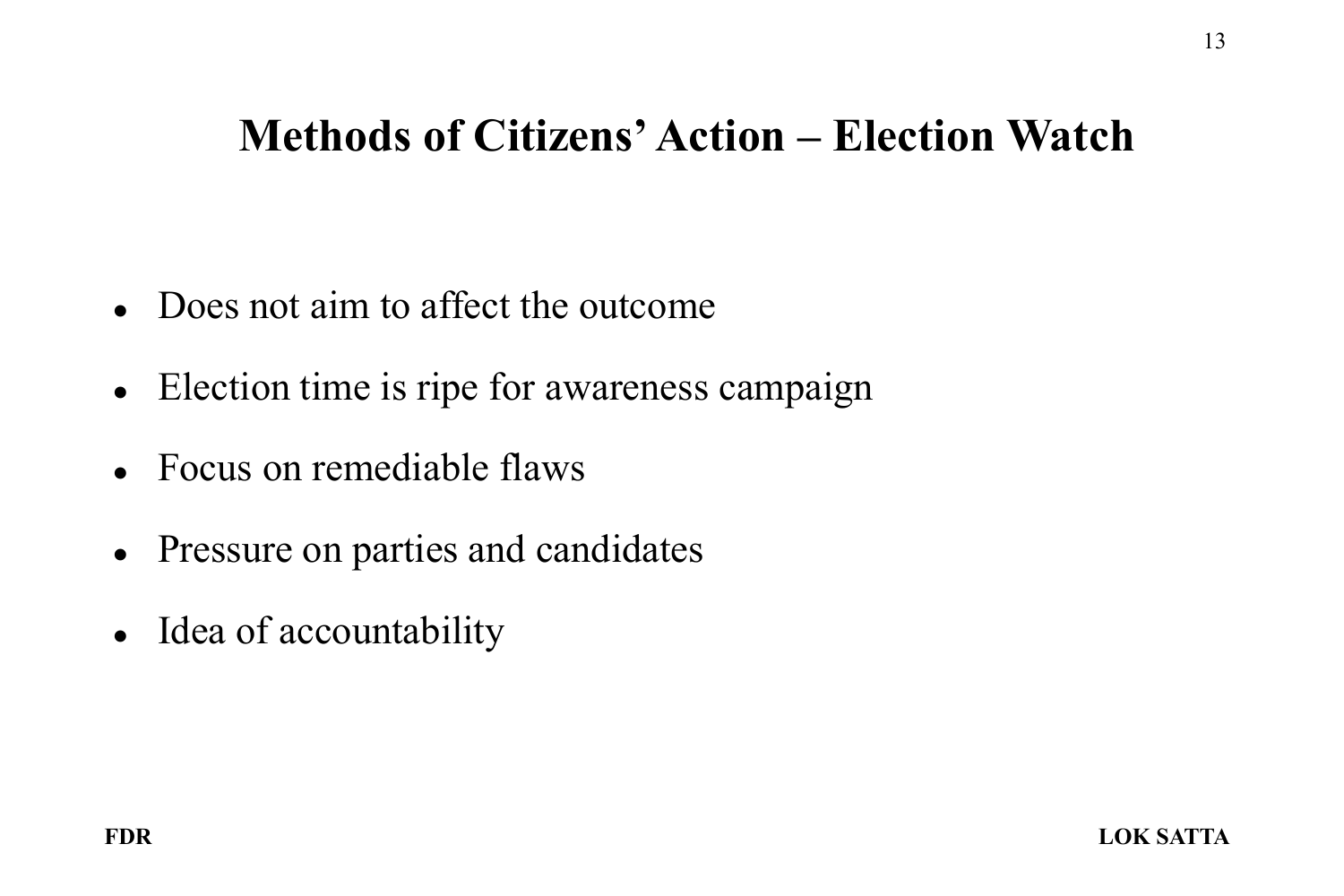# Methods of Citizens' Action – Election Watch

- Does not aim to affect the outcome
- Election time is ripe for awareness campaign
- Focus on remediable flaws
- Pressure on parties and candidates
- Idea of accountability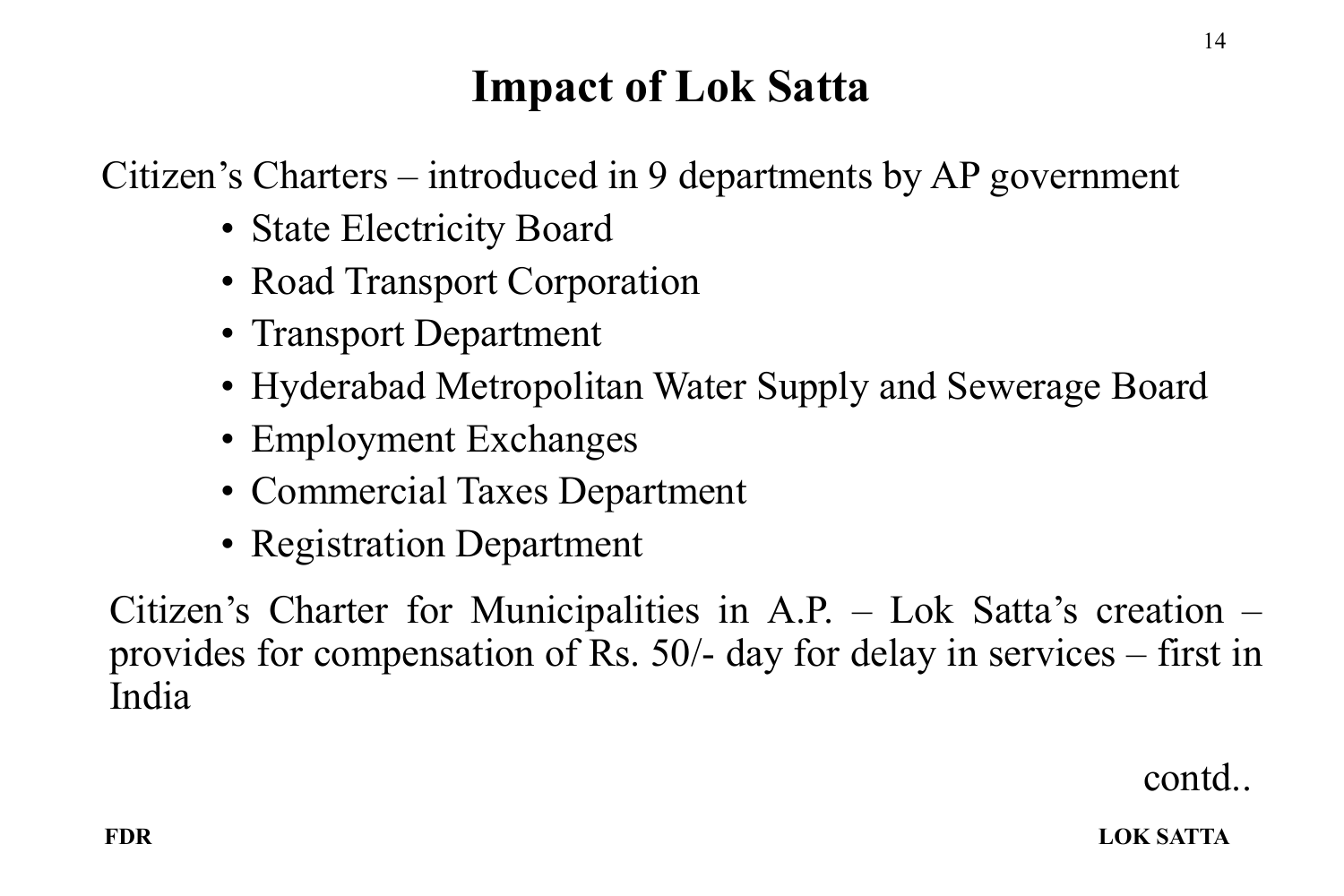# Impact of Lok Satta

Citizen’s Charters – introduced in 9 departments by AP government

- State Electricity Board
- Road Transport Corporation
- Transport Department
- Hyderabad Metropolitan Water Supply and Sewerage Board
- Employment Exchanges
- Commercial Taxes Department
- Registration Department

Citizen’s Charter for Municipalities in A.P. – Lok Satta’s creation – provides for compensation of Rs. 50/- day for delay in services – first in India

contd..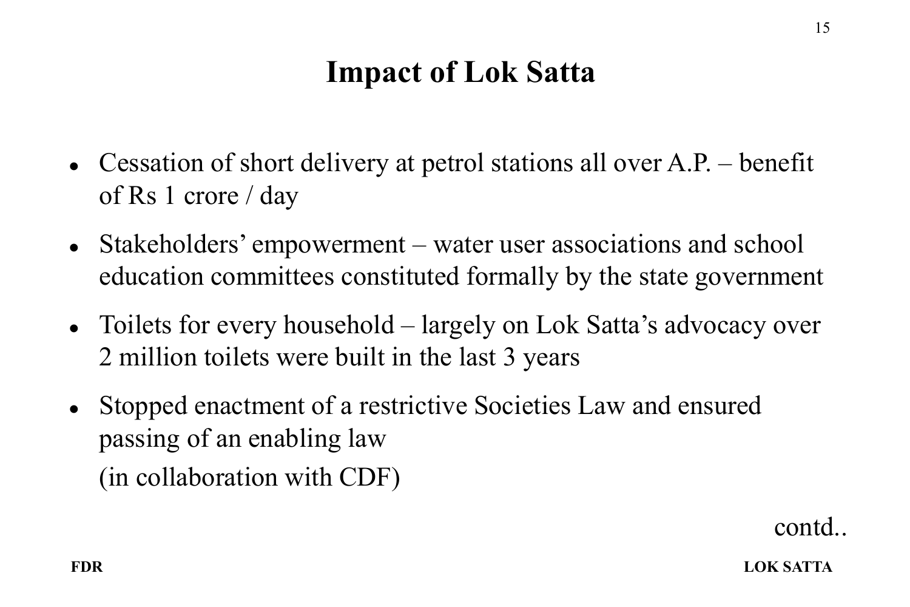# Impact of Lok Satta

- Cessation of short delivery at petrol stations all over A.P. – benefit of Rs 1 crore / day
- Stakeholders' empowerment – water user associations and school education committees constituted formally by the state government
- Toilets for every household – largely on Lok Satta's advocacy over 2 million toilets were built in the last 3 years
- Stopped enactment of a restrictive Societies Law and ensured passing of an enabling law

  (in collaboration with CDF)

contd..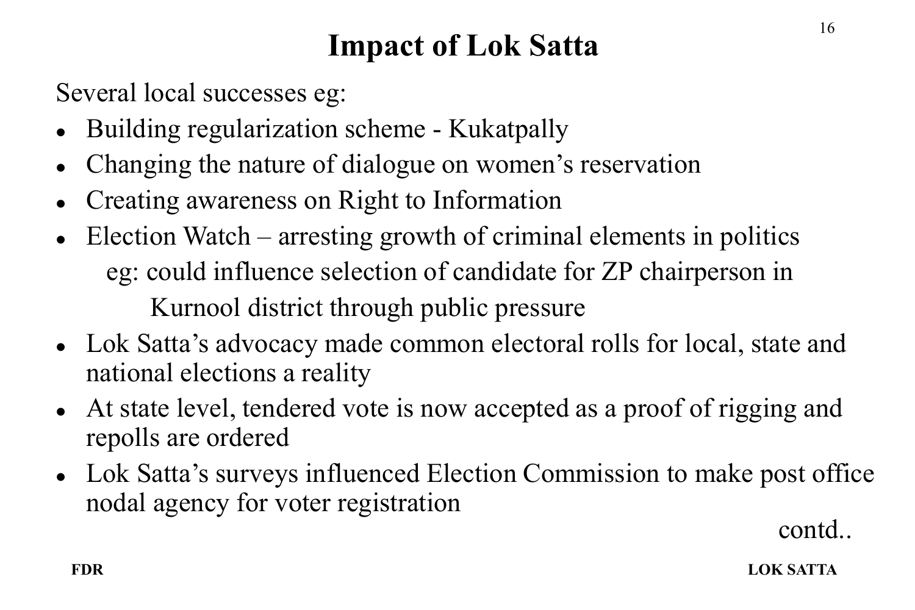# Impact of Lok Satta

Several local successes eg:

- Building regularization scheme - Kukatpally
- Changing the nature of dialogue on women's reservation
- Creating awareness on Right to Information
- Election Watch – arresting growth of criminal elements in politics
  eg: could influence selection of candidate for ZP chairperson in Kurnool district through public pressure
- Lok Satta's advocacy made common electoral rolls for local, state and national elections a reality
- At state level, tendered vote is now accepted as a proof of rigging and repolls are ordered
- Lok Satta's surveys influenced Election Commission to make post office nodal agency for voter registration

contd..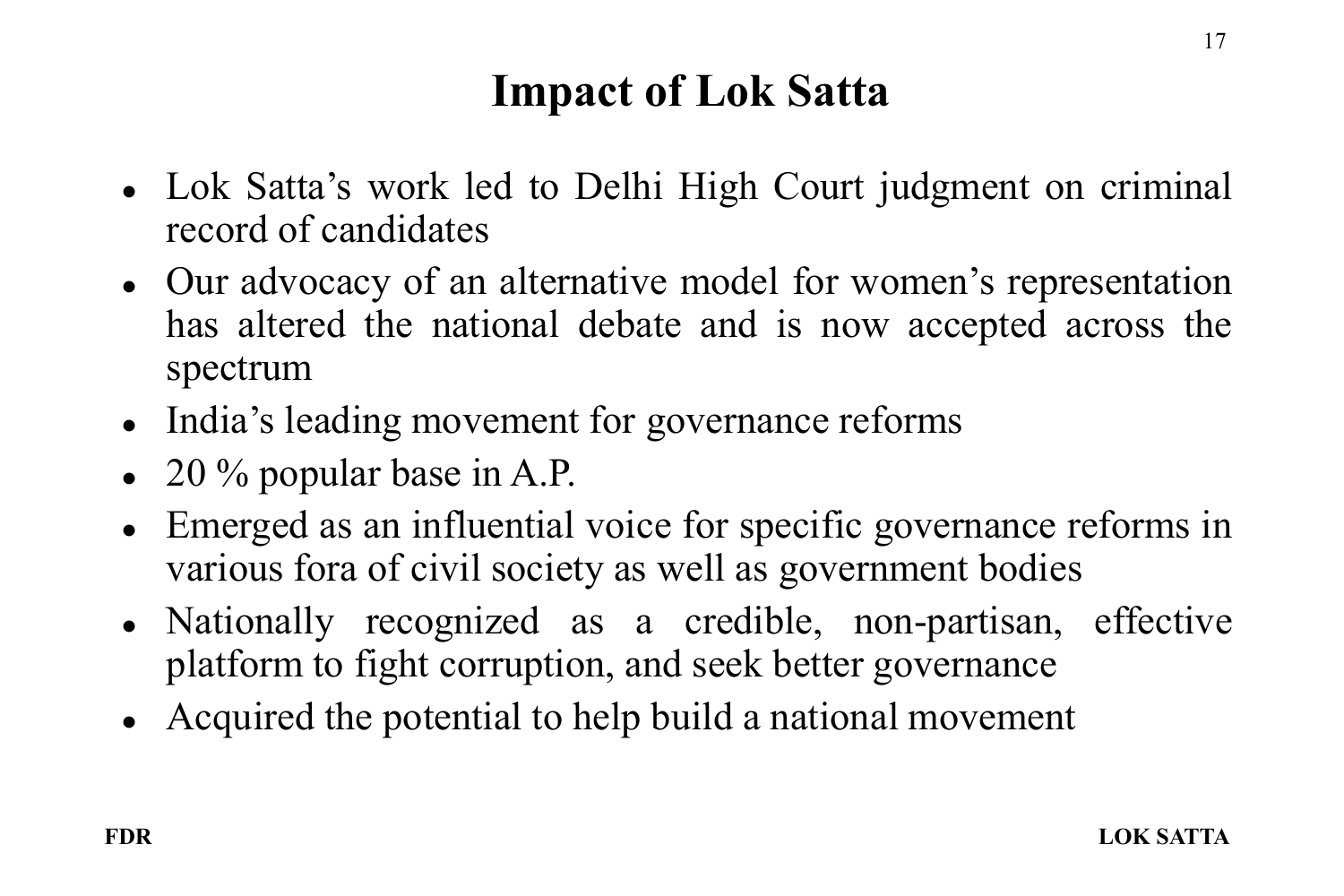# Impact of Lok Satta

- Lok Satta's work led to Delhi High Court judgment on criminal record of candidates
- Our advocacy of an alternative model for women's representation has altered the national debate and is now accepted across the spectrum
- India's leading movement for governance reforms
- 20 % popular base in A.P.
- Emerged as an influential voice for specific governance reforms in various fora of civil society as well as government bodies
- Nationally recognized as a credible, non-partisan, effective platform to fight corruption, and seek better governance
- Acquired the potential to help build a national movement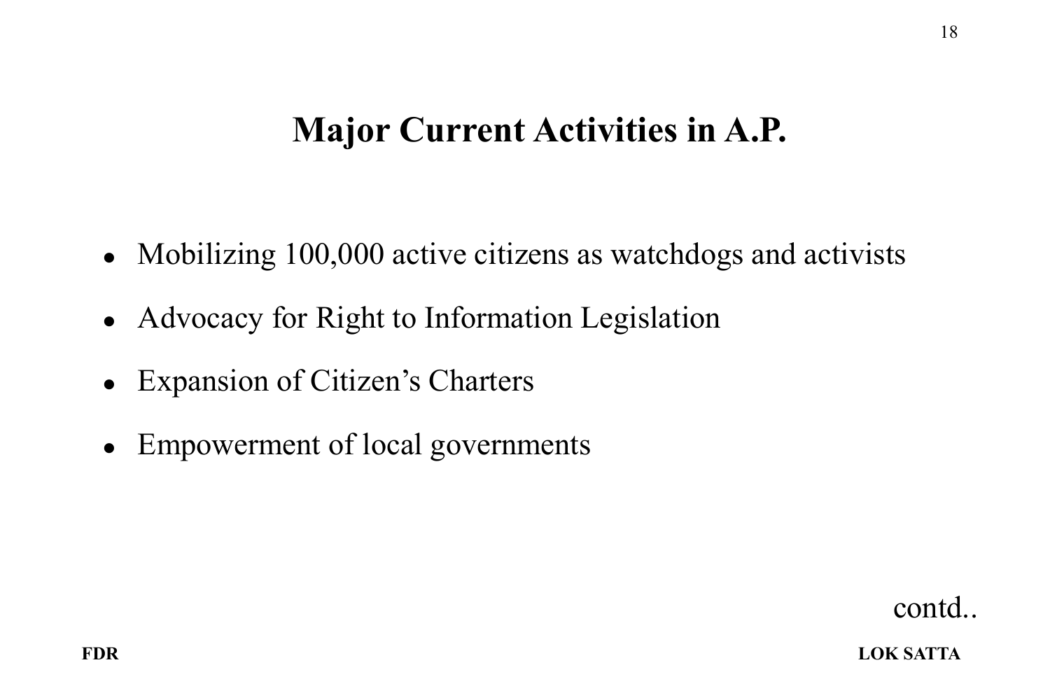# Major Current Activities in A.P.

- Mobilizing 100,000 active citizens as watchdogs and activists
- Advocacy for Right to Information Legislation
- Expansion of Citizen's Charters
- Empowerment of local governments

contd..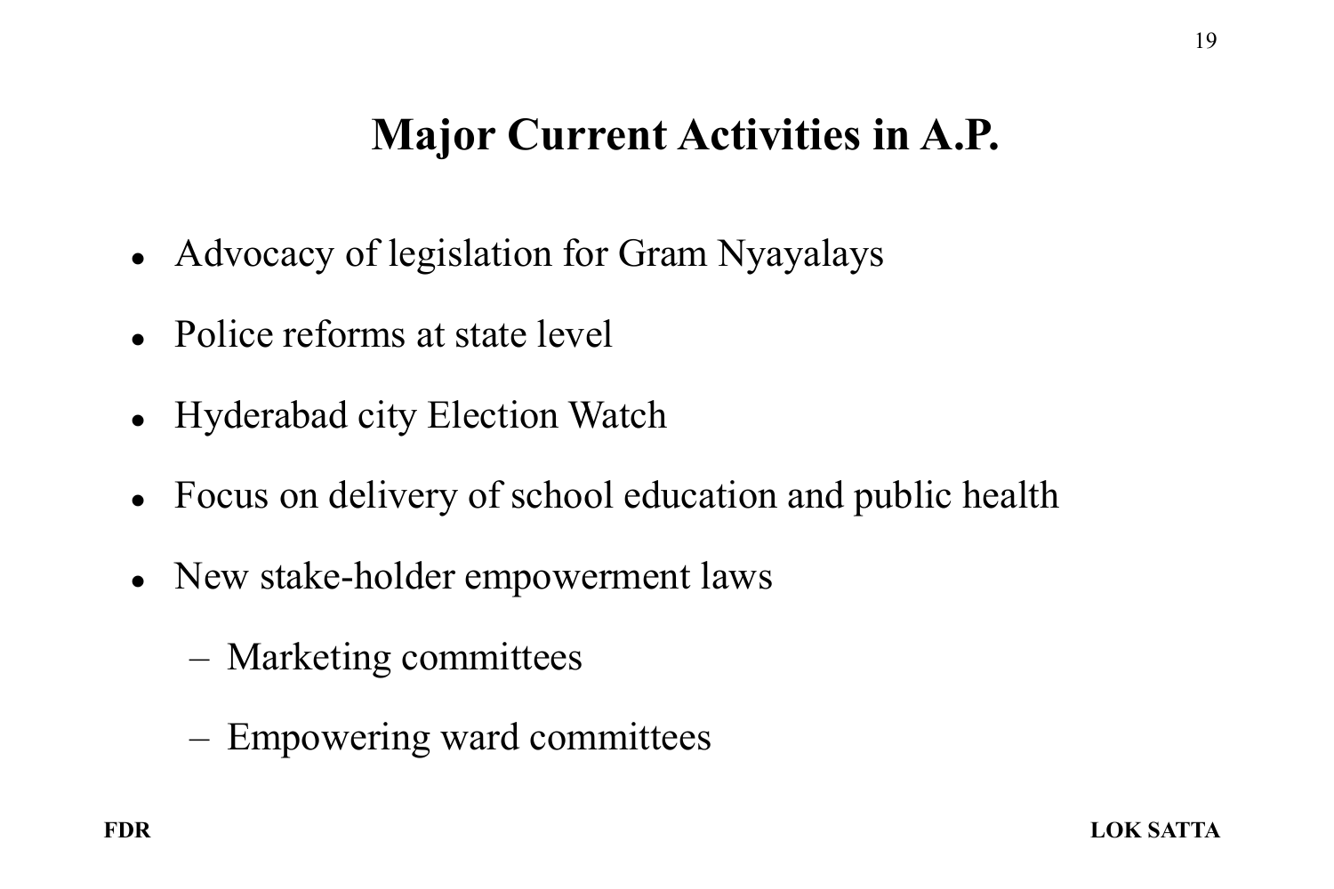# Major Current Activities in A.P.

- Advocacy of legislation for Gram Nyayalays
- Police reforms at state level
- Hyderabad city Election Watch
- Focus on delivery of school education and public health
- New stake-holder empowerment laws
  - Marketing committees
  - Empowering ward committees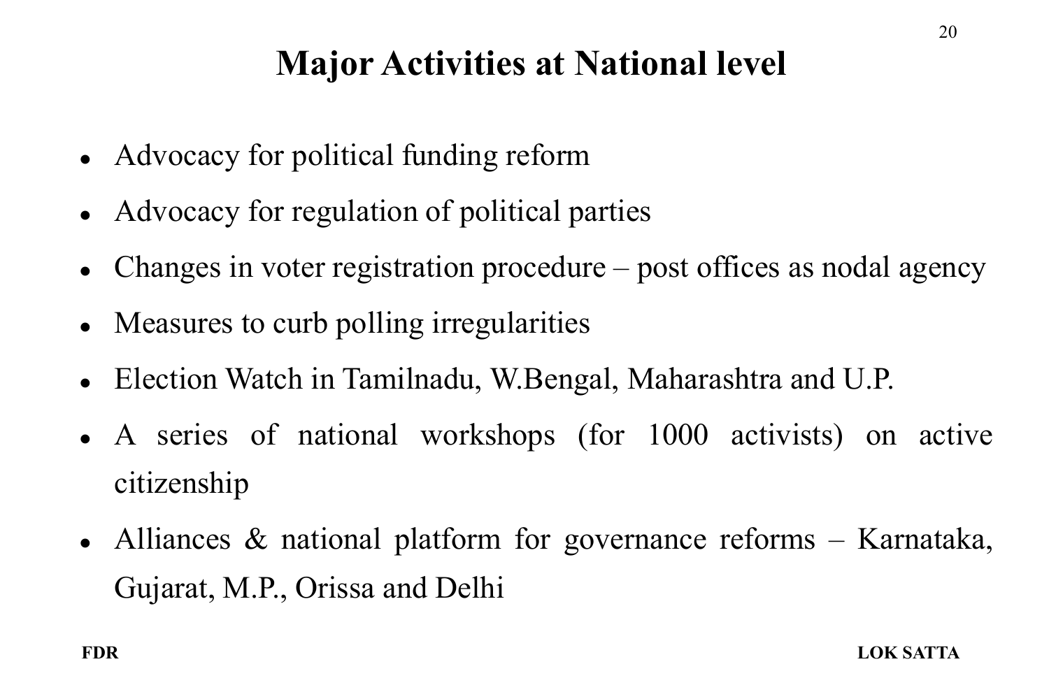# Major Activities at National level

- Advocacy for political funding reform
- Advocacy for regulation of political parties
- Changes in voter registration procedure – post offices as nodal agency
- Measures to curb polling irregularities
- Election Watch in Tamilnadu, W.Bengal, Maharashtra and U.P.
- A series of national workshops (for 1000 activists) on active citizenship
- Alliances & national platform for governance reforms – Karnataka, Gujarat, M.P., Orissa and Delhi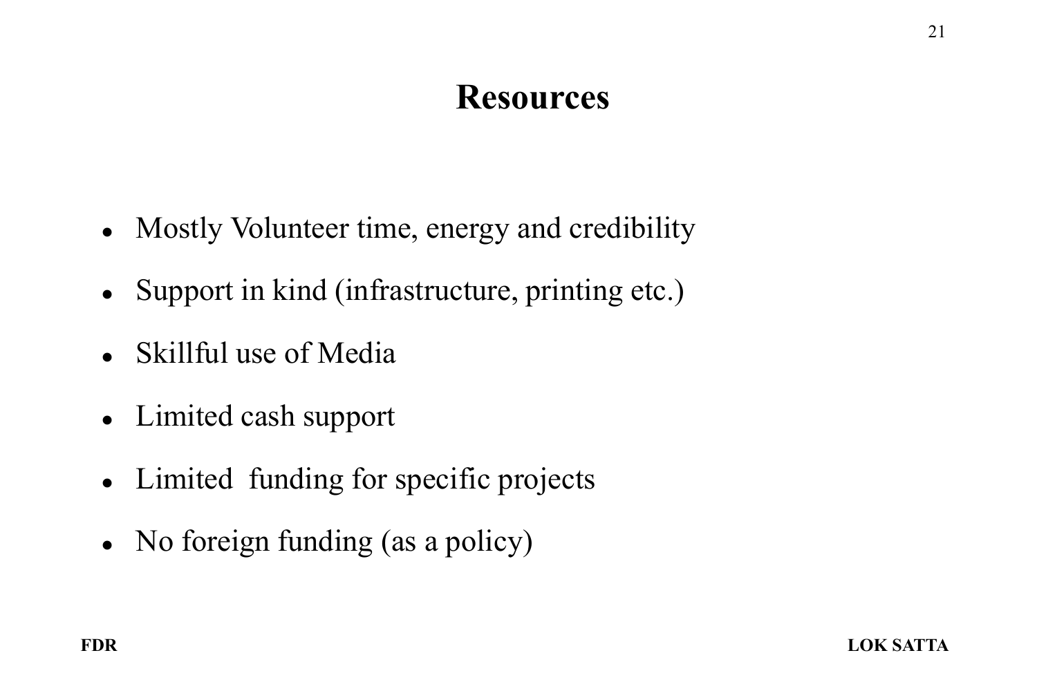# Resources

- Mostly Volunteer time, energy and credibility
- Support in kind (infrastructure, printing etc.)
- Skillful use of Media
- Limited cash support
- Limited funding for specific projects
- No foreign funding (as a policy)